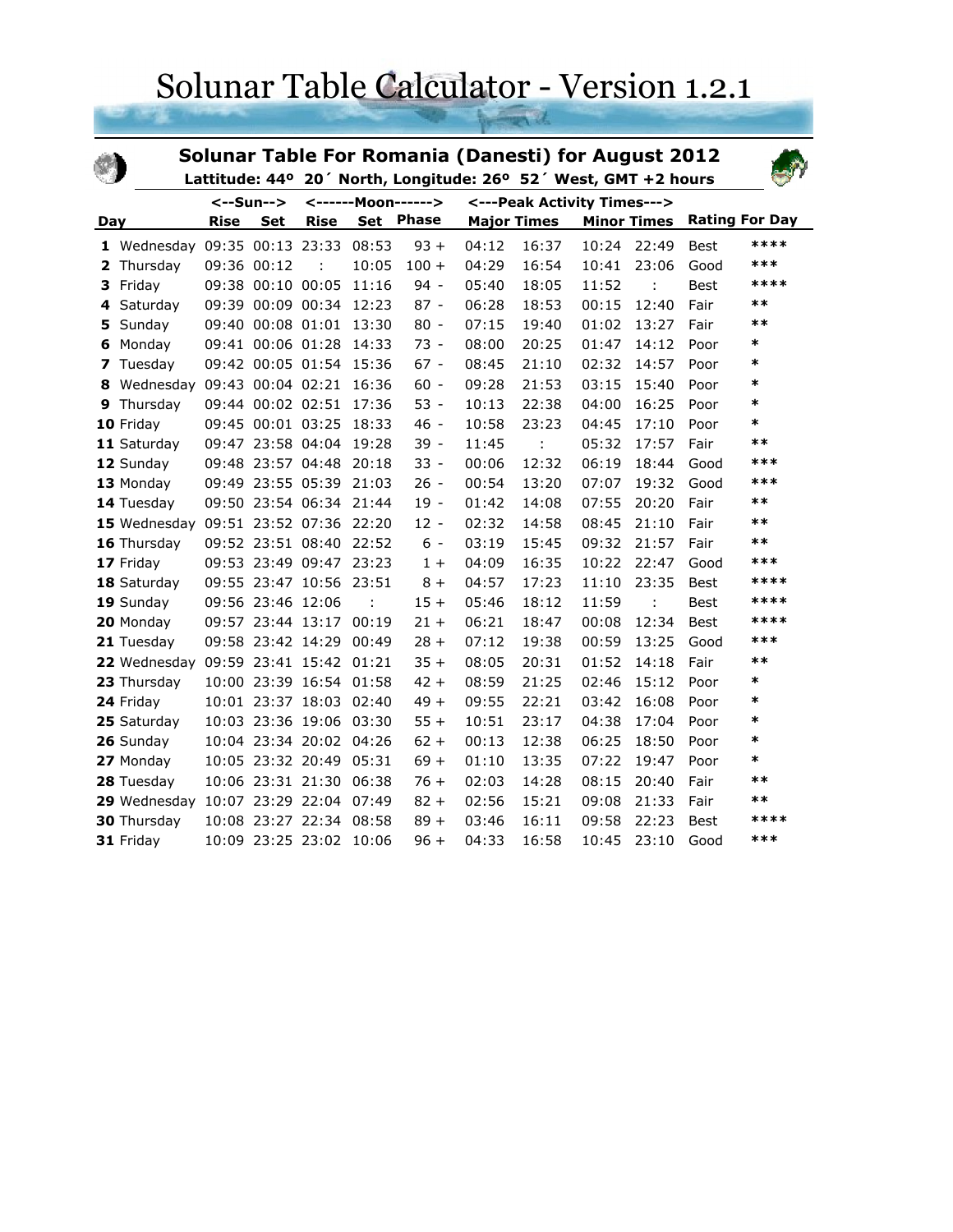# Solunar Table Calculator - Version 1.2.1

## Solunar Table For Romania (Danesti) for August 2012

**Lattitude: 44º 20´ North, Longitude: 26º 52´ West, GMT +2 hours**

| | | <--Sun--> | | <------Moon------> | | | <---Peak Activity Times---> | | | | | |
|---|---|---|---|---|---|---|---|---|---|---|---|---|
| **Day** | | **Rise** | **Set** | **Rise** | **Set** | **Phase** | **Major Times** | | **Minor Times** | | **Rating For Day** | |
| **1** | Wednesday | 09:35 | 00:13 | 23:33 | 08:53 | 93 + | 04:12 | 16:37 | 10:24 | 22:49 | Best | **** |
| **2** | Thursday | 09:36 | 00:12 | : | 10:05 | 100 + | 04:29 | 16:54 | 10:41 | 23:06 | Good | *** |
| **3** | Friday | 09:38 | 00:10 | 00:05 | 11:16 | 94 - | 05:40 | 18:05 | 11:52 | : | Best | **** |
| **4** | Saturday | 09:39 | 00:09 | 00:34 | 12:23 | 87 - | 06:28 | 18:53 | 00:15 | 12:40 | Fair | ** |
| **5** | Sunday | 09:40 | 00:08 | 01:01 | 13:30 | 80 - | 07:15 | 19:40 | 01:02 | 13:27 | Fair | ** |
| **6** | Monday | 09:41 | 00:06 | 01:28 | 14:33 | 73 - | 08:00 | 20:25 | 01:47 | 14:12 | Poor | * |
| **7** | Tuesday | 09:42 | 00:05 | 01:54 | 15:36 | 67 - | 08:45 | 21:10 | 02:32 | 14:57 | Poor | * |
| **8** | Wednesday | 09:43 | 00:04 | 02:21 | 16:36 | 60 - | 09:28 | 21:53 | 03:15 | 15:40 | Poor | * |
| **9** | Thursday | 09:44 | 00:02 | 02:51 | 17:36 | 53 - | 10:13 | 22:38 | 04:00 | 16:25 | Poor | * |
| **10** | Friday | 09:45 | 00:01 | 03:25 | 18:33 | 46 - | 10:58 | 23:23 | 04:45 | 17:10 | Poor | * |
| **11** | Saturday | 09:47 | 23:58 | 04:04 | 19:28 | 39 - | 11:45 | : | 05:32 | 17:57 | Fair | ** |
| **12** | Sunday | 09:48 | 23:57 | 04:48 | 20:18 | 33 - | 00:06 | 12:32 | 06:19 | 18:44 | Good | *** |
| **13** | Monday | 09:49 | 23:55 | 05:39 | 21:03 | 26 - | 00:54 | 13:20 | 07:07 | 19:32 | Good | *** |
| **14** | Tuesday | 09:50 | 23:54 | 06:34 | 21:44 | 19 - | 01:42 | 14:08 | 07:55 | 20:20 | Fair | ** |
| **15** | Wednesday | 09:51 | 23:52 | 07:36 | 22:20 | 12 - | 02:32 | 14:58 | 08:45 | 21:10 | Fair | ** |
| **16** | Thursday | 09:52 | 23:51 | 08:40 | 22:52 | 6 - | 03:19 | 15:45 | 09:32 | 21:57 | Fair | ** |
| **17** | Friday | 09:53 | 23:49 | 09:47 | 23:23 | 1 + | 04:09 | 16:35 | 10:22 | 22:47 | Good | *** |
| **18** | Saturday | 09:55 | 23:47 | 10:56 | 23:51 | 8 + | 04:57 | 17:23 | 11:10 | 23:35 | Best | **** |
| **19** | Sunday | 09:56 | 23:46 | 12:06 | : | 15 + | 05:46 | 18:12 | 11:59 | : | Best | **** |
| **20** | Monday | 09:57 | 23:44 | 13:17 | 00:19 | 21 + | 06:21 | 18:47 | 00:08 | 12:34 | Best | **** |
| **21** | Tuesday | 09:58 | 23:42 | 14:29 | 00:49 | 28 + | 07:12 | 19:38 | 00:59 | 13:25 | Good | *** |
| **22** | Wednesday | 09:59 | 23:41 | 15:42 | 01:21 | 35 + | 08:05 | 20:31 | 01:52 | 14:18 | Fair | ** |
| **23** | Thursday | 10:00 | 23:39 | 16:54 | 01:58 | 42 + | 08:59 | 21:25 | 02:46 | 15:12 | Poor | * |
| **24** | Friday | 10:01 | 23:37 | 18:03 | 02:40 | 49 + | 09:55 | 22:21 | 03:42 | 16:08 | Poor | * |
| **25** | Saturday | 10:03 | 23:36 | 19:06 | 03:30 | 55 + | 10:51 | 23:17 | 04:38 | 17:04 | Poor | * |
| **26** | Sunday | 10:04 | 23:34 | 20:02 | 04:26 | 62 + | 00:13 | 12:38 | 06:25 | 18:50 | Poor | * |
| **27** | Monday | 10:05 | 23:32 | 20:49 | 05:31 | 69 + | 01:10 | 13:35 | 07:22 | 19:47 | Poor | * |
| **28** | Tuesday | 10:06 | 23:31 | 21:30 | 06:38 | 76 + | 02:03 | 14:28 | 08:15 | 20:40 | Fair | ** |
| **29** | Wednesday | 10:07 | 23:29 | 22:04 | 07:49 | 82 + | 02:56 | 15:21 | 09:08 | 21:33 | Fair | ** |
| **30** | Thursday | 10:08 | 23:27 | 22:34 | 08:58 | 89 + | 03:46 | 16:11 | 09:58 | 22:23 | Best | **** |
| **31** | Friday | 10:09 | 23:25 | 23:02 | 10:06 | 96 + | 04:33 | 16:58 | 10:45 | 23:10 | Good | *** |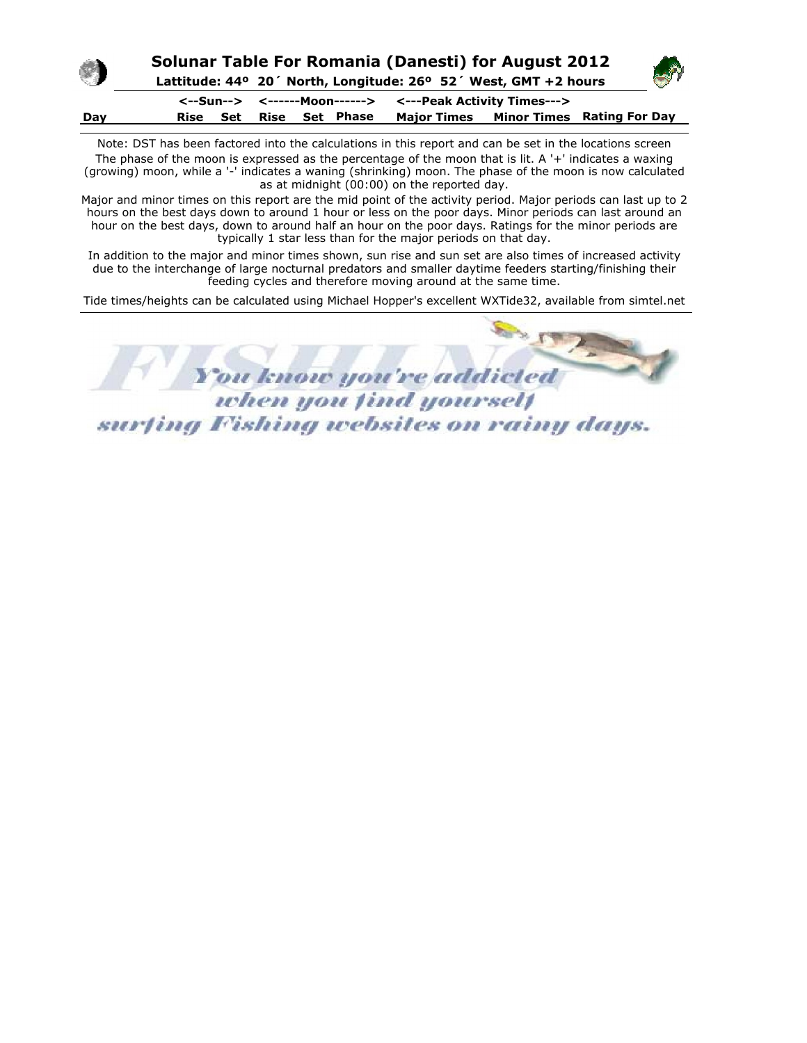## Solunar Table For Romania (Danesti) for August 2012

**Lattitude: 44º 20´ North, Longitude: 26º 52´ West, GMT +2 hours**

| Day | <--Sun--> Rise | Set | <------Moon------> Rise | Set | Phase | <---Peak Activity Times---> Major Times | Minor Times | Rating For Day |
|---|---|---|---|---|---|---|---|---|

Note: DST has been factored into the calculations in this report and can be set in the locations screen

The phase of the moon is expressed as the percentage of the moon that is lit. A '+' indicates a waxing (growing) moon, while a '-' indicates a waning (shrinking) moon. The phase of the moon is now calculated as at midnight (00:00) on the reported day.

Major and minor times on this report are the mid point of the activity period. Major periods can last up to 2 hours on the best days down to around 1 hour or less on the poor days. Minor periods can last around an hour on the best days, down to around half an hour on the poor days. Ratings for the minor periods are typically 1 star less than for the major periods on that day.

In addition to the major and minor times shown, sun rise and sun set are also times of increased activity due to the interchange of large nocturnal predators and smaller daytime feeders starting/finishing their feeding cycles and therefore moving around at the same time.

Tide times/heights can be calculated using Michael Hopper's excellent WXTide32, available from simtel.net

FISHING

*You know you're addicted when you find yourself surfing Fishing websites on rainy days.*